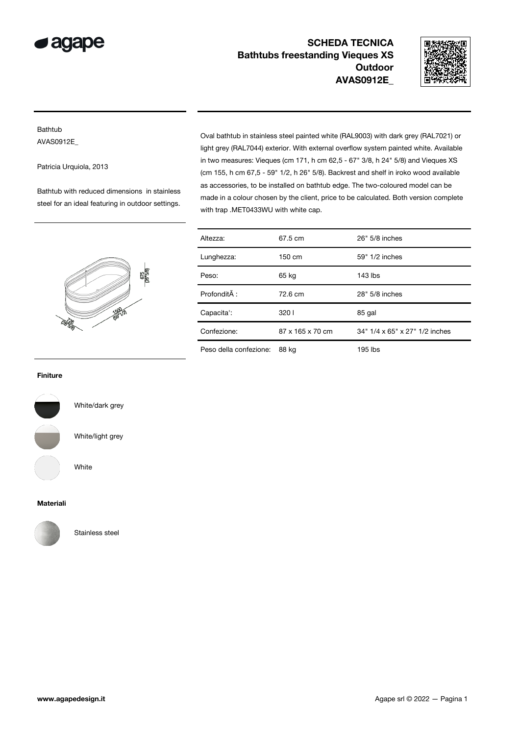agape

# SCHEDA TECNICA
## Bathtubs freestanding Vieques XS Outdoor
## AVAS0912E_

Bathtub
AVAS0912E_

Patricia Urquiola, 2013

Bathtub with reduced dimensions in stainless steel for an ideal featuring in outdoor settings.

Oval bathtub in stainless steel painted white (RAL9003) with dark grey (RAL7021) or light grey (RAL7044) exterior. With external overflow system painted white. Available in two measures: Vieques (cm 171, h cm 62,5 - 67" 3/8, h 24" 5/8) and Vieques XS (cm 155, h cm 67,5 - 59" 1/2, h 26" 5/8). Backrest and shelf in iroko wood available as accessories, to be installed on bathtub edge. The two-coloured model can be made in a colour chosen by the client, price to be calculated. Both version complete with trap .MET0433WU with white cap.

| | | |
|---|---|---|
| Altezza: | 67.5 cm | 26" 5/8 inches |
| Lunghezza: | 150 cm | 59" 1/2 inches |
| Peso: | 65 kg | 143 lbs |
| ProfonditÃ : | 72.6 cm | 28" 5/8 inches |
| Capacita': | 320 l | 85 gal |
| Confezione: | 87 x 165 x 70 cm | 34" 1/4 x 65" x 27" 1/2 inches |
| Peso della confezione: | 88 kg | 195 lbs |

675 (26" 5/8)
1500 (59" 1/2)
726 (28" 5/8)

### Finiture

White/dark grey

White/light grey

White

### Materiali

Stainless steel

www.agapedesign.it

Agape srl © 2022 — Pagina 1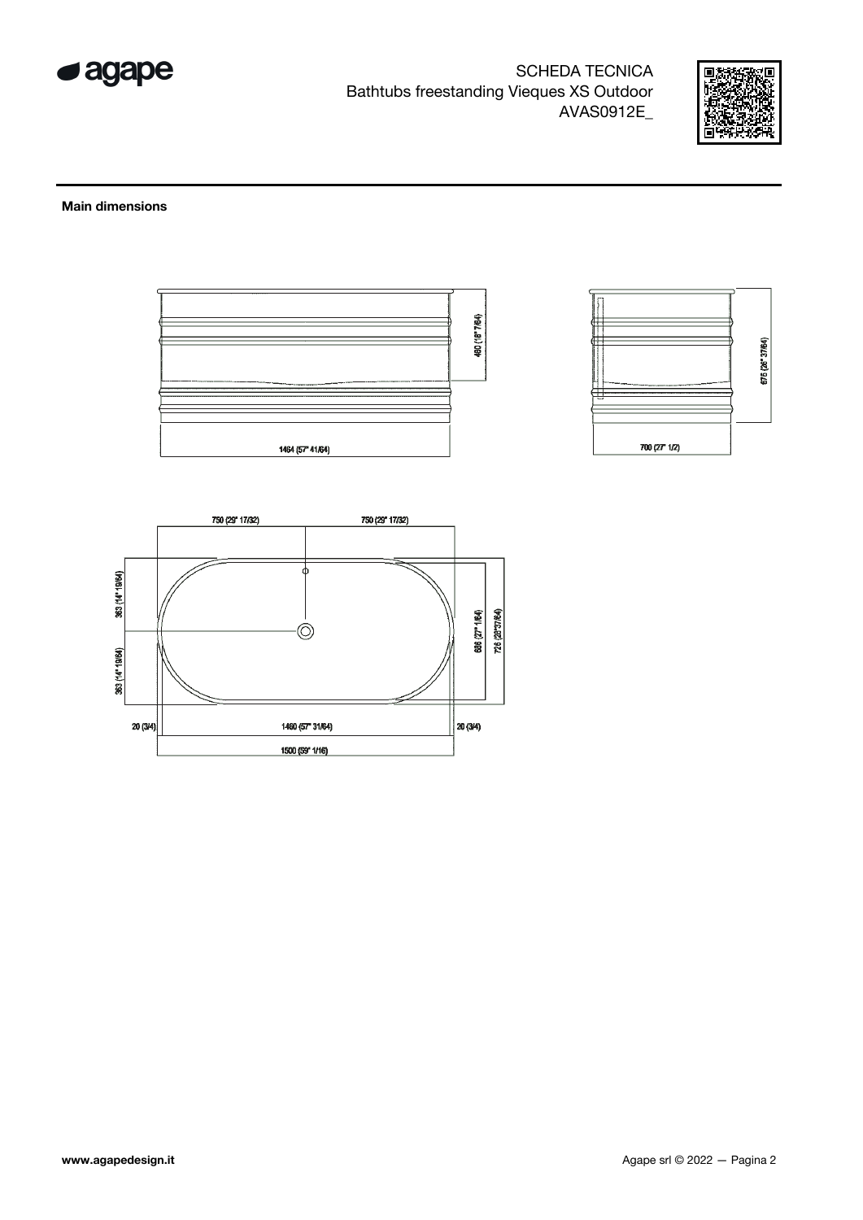SCHEDA TECNICA
Bathtubs freestanding Vieques XS Outdoor
AVAS0912E_

## Main dimensions

480 (18" 7/64)

1464 (57" 41/64)

675 (26" 37/64)

700 (27" 1/2)

750 (29" 17/32)

750 (29" 17/32)

363 (14" 19/64)

363 (14" 19/64)

686 (27" 1/64)

726 (28"37/64)

20 (3/4)

1460 (57" 31/64)

20 (3/4)

1500 (59" 1/16)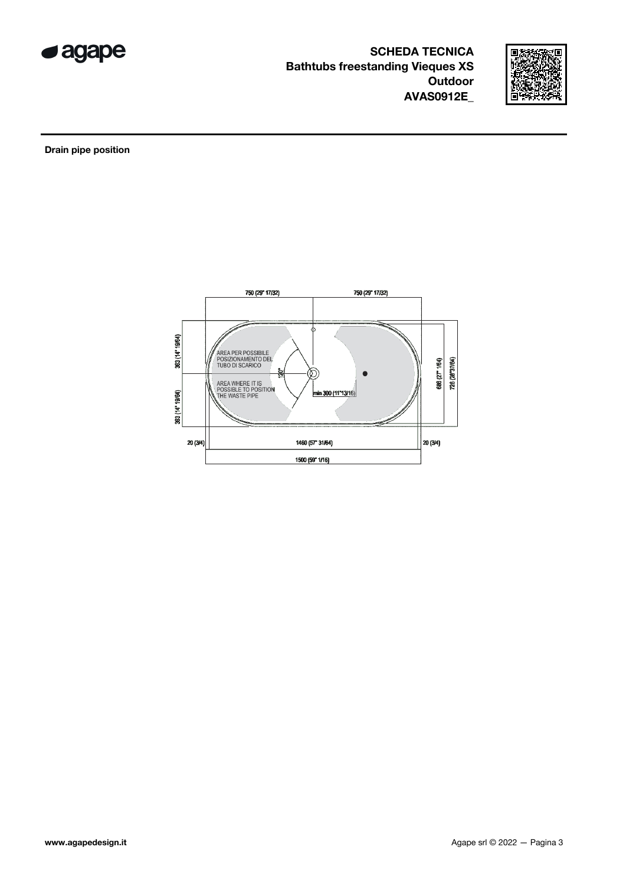SCHEDA TECNICA
Bathtubs freestanding Vieques XS
Outdoor
AVAS0912E_

**Drain pipe position**

750 (29" 17/32)
750 (29" 17/32)
363 (14" 19/64)
363 (14" 19/64)
AREA PER POSSIBILE POSIZIONAMENTO DEL TUBO DI SCARICO
AREA WHERE IT IS POSSIBLE TO POSITION THE WASTE PIPE
120°
min 300 (11"13/16)
686 (27" 1/64)
726 (28"37/64)
20 (3/4)
1460 (57" 31/64)
20 (3/4)
1500 (59" 1/16)

www.agapedesign.it